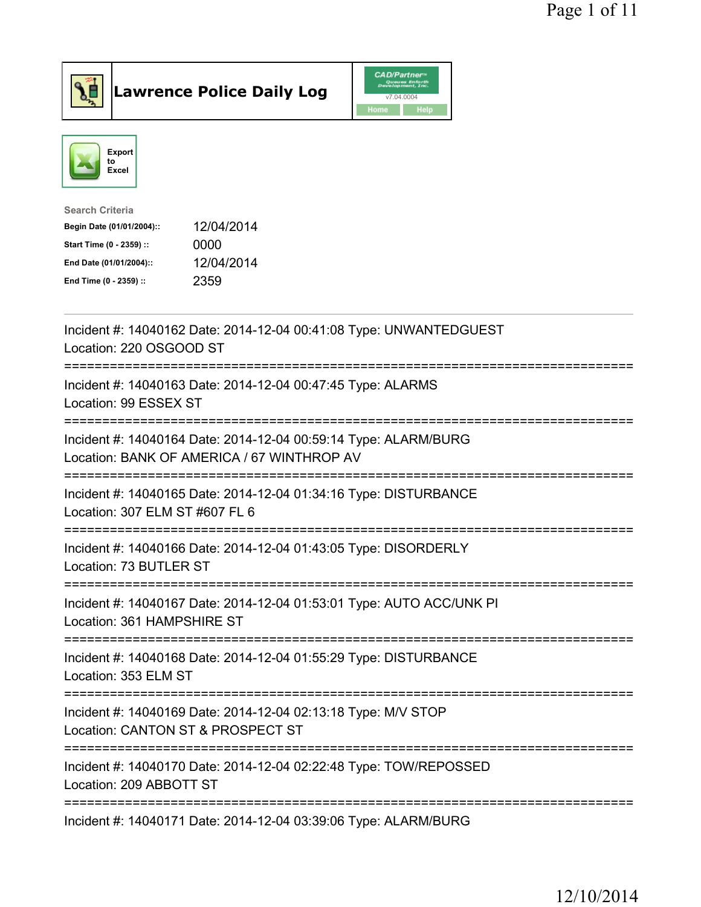# Lawrence Police Daily Log

CAD/Partner v7.04.0004

Home | Help

Export to Excel

**Search Criteria**

| | |
|---|---|
| **Begin Date (01/01/2004)::** | 12/04/2014 |
| **Start Time (0 - 2359) ::** | 0000 |
| **End Date (01/01/2004)::** | 12/04/2014 |
| **End Time (0 - 2359) ::** | 2359 |

---

Incident #: 14040162 Date: 2014-12-04 00:41:08 Type: UNWANTEDGUEST
Location: 220 OSGOOD ST

===========================================================================

Incident #: 14040163 Date: 2014-12-04 00:47:45 Type: ALARMS
Location: 99 ESSEX ST

===========================================================================

Incident #: 14040164 Date: 2014-12-04 00:59:14 Type: ALARM/BURG
Location: BANK OF AMERICA / 67 WINTHROP AV

===========================================================================

Incident #: 14040165 Date: 2014-12-04 01:34:16 Type: DISTURBANCE
Location: 307 ELM ST #607 FL 6

===========================================================================

Incident #: 14040166 Date: 2014-12-04 01:43:05 Type: DISORDERLY
Location: 73 BUTLER ST

===========================================================================

Incident #: 14040167 Date: 2014-12-04 01:53:01 Type: AUTO ACC/UNK PI
Location: 361 HAMPSHIRE ST

===========================================================================

Incident #: 14040168 Date: 2014-12-04 01:55:29 Type: DISTURBANCE
Location: 353 ELM ST

===========================================================================

Incident #: 14040169 Date: 2014-12-04 02:13:18 Type: M/V STOP
Location: CANTON ST & PROSPECT ST

===========================================================================

Incident #: 14040170 Date: 2014-12-04 02:22:48 Type: TOW/REPOSSED
Location: 209 ABBOTT ST

===========================================================================

Incident #: 14040171 Date: 2014-12-04 03:39:06 Type: ALARM/BURG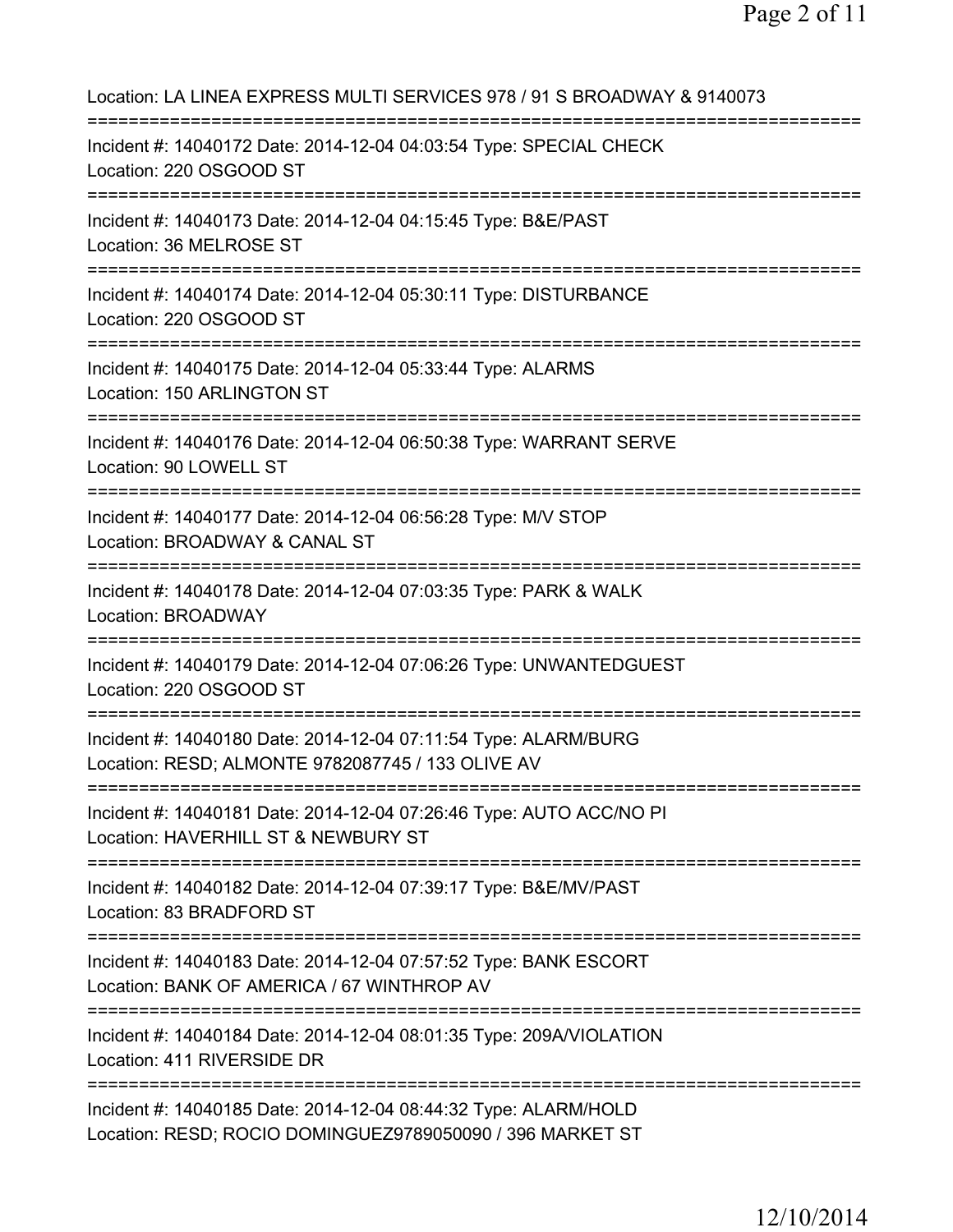Location: LA LINEA EXPRESS MULTI SERVICES 978 / 91 S BROADWAY & 9140073

===========================================================================

Incident #: 14040172 Date: 2014-12-04 04:03:54 Type: SPECIAL CHECK
Location: 220 OSGOOD ST

===========================================================================

Incident #: 14040173 Date: 2014-12-04 04:15:45 Type: B&E/PAST
Location: 36 MELROSE ST

===========================================================================

Incident #: 14040174 Date: 2014-12-04 05:30:11 Type: DISTURBANCE
Location: 220 OSGOOD ST

===========================================================================

Incident #: 14040175 Date: 2014-12-04 05:33:44 Type: ALARMS
Location: 150 ARLINGTON ST

===========================================================================

Incident #: 14040176 Date: 2014-12-04 06:50:38 Type: WARRANT SERVE
Location: 90 LOWELL ST

===========================================================================

Incident #: 14040177 Date: 2014-12-04 06:56:28 Type: M/V STOP
Location: BROADWAY & CANAL ST

===========================================================================

Incident #: 14040178 Date: 2014-12-04 07:03:35 Type: PARK & WALK
Location: BROADWAY

===========================================================================

Incident #: 14040179 Date: 2014-12-04 07:06:26 Type: UNWANTEDGUEST
Location: 220 OSGOOD ST

===========================================================================

Incident #: 14040180 Date: 2014-12-04 07:11:54 Type: ALARM/BURG
Location: RESD; ALMONTE 9782087745 / 133 OLIVE AV

===========================================================================

Incident #: 14040181 Date: 2014-12-04 07:26:46 Type: AUTO ACC/NO PI
Location: HAVERHILL ST & NEWBURY ST

===========================================================================

Incident #: 14040182 Date: 2014-12-04 07:39:17 Type: B&E/MV/PAST
Location: 83 BRADFORD ST

===========================================================================

Incident #: 14040183 Date: 2014-12-04 07:57:52 Type: BANK ESCORT
Location: BANK OF AMERICA / 67 WINTHROP AV

===========================================================================

Incident #: 14040184 Date: 2014-12-04 08:01:35 Type: 209A/VIOLATION
Location: 411 RIVERSIDE DR

===========================================================================

Incident #: 14040185 Date: 2014-12-04 08:44:32 Type: ALARM/HOLD
Location: RESD; ROCIO DOMINGUEZ9789050090 / 396 MARKET ST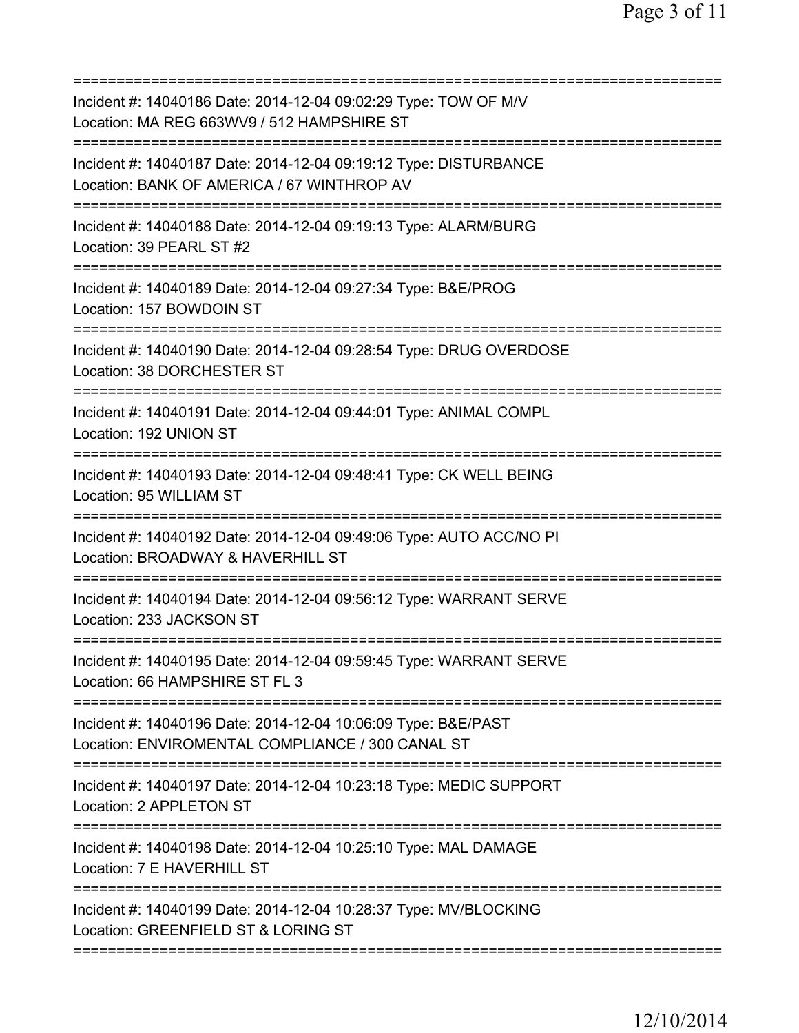Incident #: 14040186 Date: 2014-12-04 09:02:29 Type: TOW OF M/V
Location: MA REG 663WV9 / 512 HAMPSHIRE ST

Incident #: 14040187 Date: 2014-12-04 09:19:12 Type: DISTURBANCE
Location: BANK OF AMERICA / 67 WINTHROP AV

Incident #: 14040188 Date: 2014-12-04 09:19:13 Type: ALARM/BURG
Location: 39 PEARL ST #2

Incident #: 14040189 Date: 2014-12-04 09:27:34 Type: B&E/PROG
Location: 157 BOWDOIN ST

Incident #: 14040190 Date: 2014-12-04 09:28:54 Type: DRUG OVERDOSE
Location: 38 DORCHESTER ST

Incident #: 14040191 Date: 2014-12-04 09:44:01 Type: ANIMAL COMPL
Location: 192 UNION ST

Incident #: 14040193 Date: 2014-12-04 09:48:41 Type: CK WELL BEING
Location: 95 WILLIAM ST

Incident #: 14040192 Date: 2014-12-04 09:49:06 Type: AUTO ACC/NO PI
Location: BROADWAY & HAVERHILL ST

Incident #: 14040194 Date: 2014-12-04 09:56:12 Type: WARRANT SERVE
Location: 233 JACKSON ST

Incident #: 14040195 Date: 2014-12-04 09:59:45 Type: WARRANT SERVE
Location: 66 HAMPSHIRE ST FL 3

Incident #: 14040196 Date: 2014-12-04 10:06:09 Type: B&E/PAST
Location: ENVIROMENTAL COMPLIANCE / 300 CANAL ST

Incident #: 14040197 Date: 2014-12-04 10:23:18 Type: MEDIC SUPPORT
Location: 2 APPLETON ST

Incident #: 14040198 Date: 2014-12-04 10:25:10 Type: MAL DAMAGE
Location: 7 E HAVERHILL ST

Incident #: 14040199 Date: 2014-12-04 10:28:37 Type: MV/BLOCKING
Location: GREENFIELD ST & LORING ST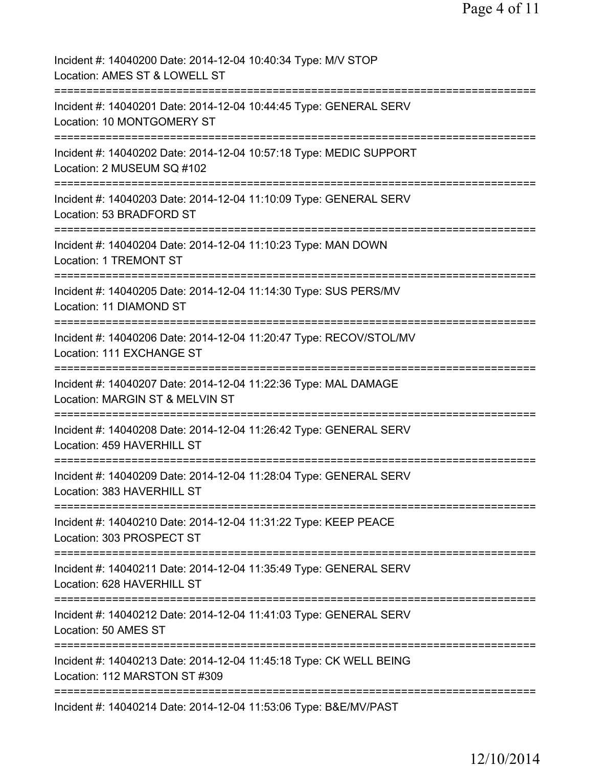Incident #: 14040200 Date: 2014-12-04 10:40:34 Type: M/V STOP
Location: AMES ST & LOWELL ST
===========================================================================
Incident #: 14040201 Date: 2014-12-04 10:44:45 Type: GENERAL SERV
Location: 10 MONTGOMERY ST
===========================================================================
Incident #: 14040202 Date: 2014-12-04 10:57:18 Type: MEDIC SUPPORT
Location: 2 MUSEUM SQ #102
===========================================================================
Incident #: 14040203 Date: 2014-12-04 11:10:09 Type: GENERAL SERV
Location: 53 BRADFORD ST
===========================================================================
Incident #: 14040204 Date: 2014-12-04 11:10:23 Type: MAN DOWN
Location: 1 TREMONT ST
===========================================================================
Incident #: 14040205 Date: 2014-12-04 11:14:30 Type: SUS PERS/MV
Location: 11 DIAMOND ST
===========================================================================
Incident #: 14040206 Date: 2014-12-04 11:20:47 Type: RECOV/STOL/MV
Location: 111 EXCHANGE ST
===========================================================================
Incident #: 14040207 Date: 2014-12-04 11:22:36 Type: MAL DAMAGE
Location: MARGIN ST & MELVIN ST
===========================================================================
Incident #: 14040208 Date: 2014-12-04 11:26:42 Type: GENERAL SERV
Location: 459 HAVERHILL ST
===========================================================================
Incident #: 14040209 Date: 2014-12-04 11:28:04 Type: GENERAL SERV
Location: 383 HAVERHILL ST
===========================================================================
Incident #: 14040210 Date: 2014-12-04 11:31:22 Type: KEEP PEACE
Location: 303 PROSPECT ST
===========================================================================
Incident #: 14040211 Date: 2014-12-04 11:35:49 Type: GENERAL SERV
Location: 628 HAVERHILL ST
===========================================================================
Incident #: 14040212 Date: 2014-12-04 11:41:03 Type: GENERAL SERV
Location: 50 AMES ST
===========================================================================
Incident #: 14040213 Date: 2014-12-04 11:45:18 Type: CK WELL BEING
Location: 112 MARSTON ST #309
===========================================================================
Incident #: 14040214 Date: 2014-12-04 11:53:06 Type: B&E/MV/PAST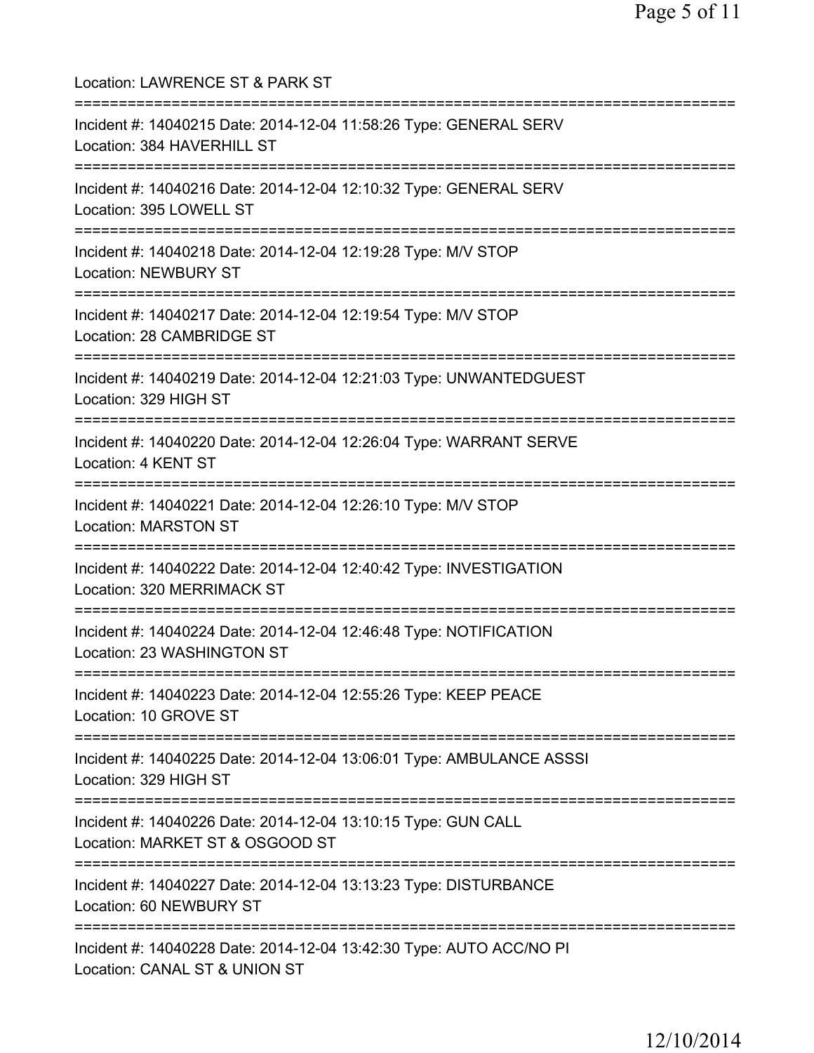Location: LAWRENCE ST & PARK ST

===========================================================================

Incident #: 14040215 Date: 2014-12-04 11:58:26 Type: GENERAL SERV
Location: 384 HAVERHILL ST

===========================================================================

Incident #: 14040216 Date: 2014-12-04 12:10:32 Type: GENERAL SERV
Location: 395 LOWELL ST

===========================================================================

Incident #: 14040218 Date: 2014-12-04 12:19:28 Type: M/V STOP
Location: NEWBURY ST

===========================================================================

Incident #: 14040217 Date: 2014-12-04 12:19:54 Type: M/V STOP
Location: 28 CAMBRIDGE ST

===========================================================================

Incident #: 14040219 Date: 2014-12-04 12:21:03 Type: UNWANTEDGUEST
Location: 329 HIGH ST

===========================================================================

Incident #: 14040220 Date: 2014-12-04 12:26:04 Type: WARRANT SERVE
Location: 4 KENT ST

===========================================================================

Incident #: 14040221 Date: 2014-12-04 12:26:10 Type: M/V STOP
Location: MARSTON ST

===========================================================================

Incident #: 14040222 Date: 2014-12-04 12:40:42 Type: INVESTIGATION
Location: 320 MERRIMACK ST

===========================================================================

Incident #: 14040224 Date: 2014-12-04 12:46:48 Type: NOTIFICATION
Location: 23 WASHINGTON ST

===========================================================================

Incident #: 14040223 Date: 2014-12-04 12:55:26 Type: KEEP PEACE
Location: 10 GROVE ST

===========================================================================

Incident #: 14040225 Date: 2014-12-04 13:06:01 Type: AMBULANCE ASSSI
Location: 329 HIGH ST

===========================================================================

Incident #: 14040226 Date: 2014-12-04 13:10:15 Type: GUN CALL
Location: MARKET ST & OSGOOD ST

===========================================================================

Incident #: 14040227 Date: 2014-12-04 13:13:23 Type: DISTURBANCE
Location: 60 NEWBURY ST

===========================================================================

Incident #: 14040228 Date: 2014-12-04 13:42:30 Type: AUTO ACC/NO PI
Location: CANAL ST & UNION ST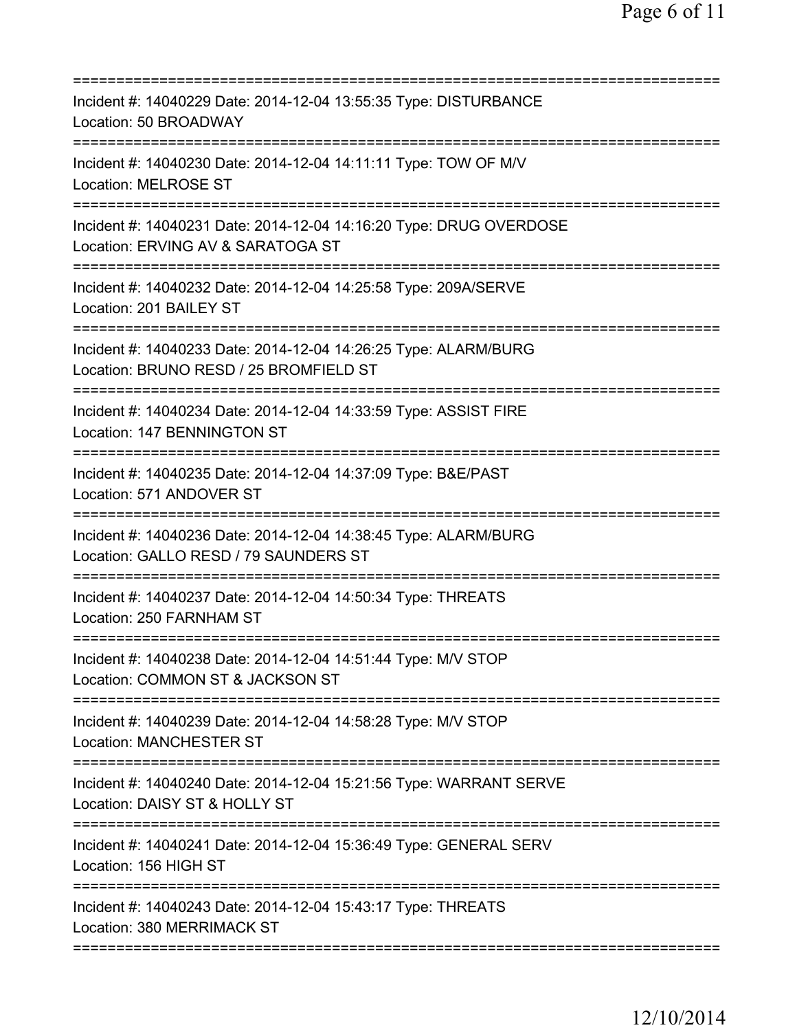===========================================================================
Incident #: 14040229 Date: 2014-12-04 13:55:35 Type: DISTURBANCE
Location: 50 BROADWAY
===========================================================================
Incident #: 14040230 Date: 2014-12-04 14:11:11 Type: TOW OF M/V
Location: MELROSE ST
===========================================================================
Incident #: 14040231 Date: 2014-12-04 14:16:20 Type: DRUG OVERDOSE
Location: ERVING AV & SARATOGA ST
===========================================================================
Incident #: 14040232 Date: 2014-12-04 14:25:58 Type: 209A/SERVE
Location: 201 BAILEY ST
===========================================================================
Incident #: 14040233 Date: 2014-12-04 14:26:25 Type: ALARM/BURG
Location: BRUNO RESD / 25 BROMFIELD ST
===========================================================================
Incident #: 14040234 Date: 2014-12-04 14:33:59 Type: ASSIST FIRE
Location: 147 BENNINGTON ST
===========================================================================
Incident #: 14040235 Date: 2014-12-04 14:37:09 Type: B&E/PAST
Location: 571 ANDOVER ST
===========================================================================
Incident #: 14040236 Date: 2014-12-04 14:38:45 Type: ALARM/BURG
Location: GALLO RESD / 79 SAUNDERS ST
===========================================================================
Incident #: 14040237 Date: 2014-12-04 14:50:34 Type: THREATS
Location: 250 FARNHAM ST
===========================================================================
Incident #: 14040238 Date: 2014-12-04 14:51:44 Type: M/V STOP
Location: COMMON ST & JACKSON ST
===========================================================================
Incident #: 14040239 Date: 2014-12-04 14:58:28 Type: M/V STOP
Location: MANCHESTER ST
===========================================================================
Incident #: 14040240 Date: 2014-12-04 15:21:56 Type: WARRANT SERVE
Location: DAISY ST & HOLLY ST
===========================================================================
Incident #: 14040241 Date: 2014-12-04 15:36:49 Type: GENERAL SERV
Location: 156 HIGH ST
===========================================================================
Incident #: 14040243 Date: 2014-12-04 15:43:17 Type: THREATS
Location: 380 MERRIMACK ST
===========================================================================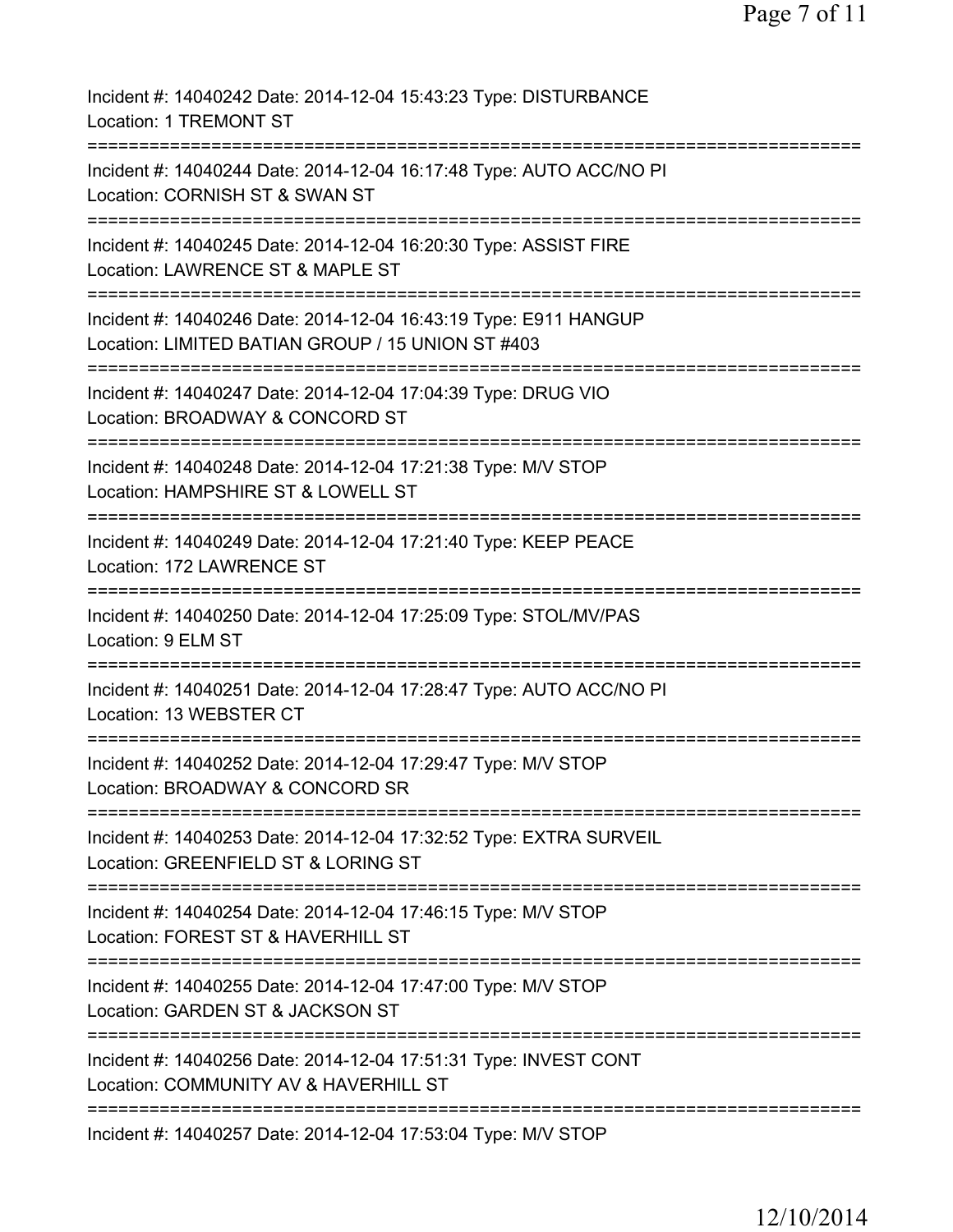Incident #: 14040242 Date: 2014-12-04 15:43:23 Type: DISTURBANCE
Location: 1 TREMONT ST
===========================================================================
Incident #: 14040244 Date: 2014-12-04 16:17:48 Type: AUTO ACC/NO PI
Location: CORNISH ST & SWAN ST
===========================================================================
Incident #: 14040245 Date: 2014-12-04 16:20:30 Type: ASSIST FIRE
Location: LAWRENCE ST & MAPLE ST
===========================================================================
Incident #: 14040246 Date: 2014-12-04 16:43:19 Type: E911 HANGUP
Location: LIMITED BATIAN GROUP / 15 UNION ST #403
===========================================================================
Incident #: 14040247 Date: 2014-12-04 17:04:39 Type: DRUG VIO
Location: BROADWAY & CONCORD ST
===========================================================================
Incident #: 14040248 Date: 2014-12-04 17:21:38 Type: M/V STOP
Location: HAMPSHIRE ST & LOWELL ST
===========================================================================
Incident #: 14040249 Date: 2014-12-04 17:21:40 Type: KEEP PEACE
Location: 172 LAWRENCE ST
===========================================================================
Incident #: 14040250 Date: 2014-12-04 17:25:09 Type: STOL/MV/PAS
Location: 9 ELM ST
===========================================================================
Incident #: 14040251 Date: 2014-12-04 17:28:47 Type: AUTO ACC/NO PI
Location: 13 WEBSTER CT
===========================================================================
Incident #: 14040252 Date: 2014-12-04 17:29:47 Type: M/V STOP
Location: BROADWAY & CONCORD SR
===========================================================================
Incident #: 14040253 Date: 2014-12-04 17:32:52 Type: EXTRA SURVEIL
Location: GREENFIELD ST & LORING ST
===========================================================================
Incident #: 14040254 Date: 2014-12-04 17:46:15 Type: M/V STOP
Location: FOREST ST & HAVERHILL ST
===========================================================================
Incident #: 14040255 Date: 2014-12-04 17:47:00 Type: M/V STOP
Location: GARDEN ST & JACKSON ST
===========================================================================
Incident #: 14040256 Date: 2014-12-04 17:51:31 Type: INVEST CONT
Location: COMMUNITY AV & HAVERHILL ST
===========================================================================
Incident #: 14040257 Date: 2014-12-04 17:53:04 Type: M/V STOP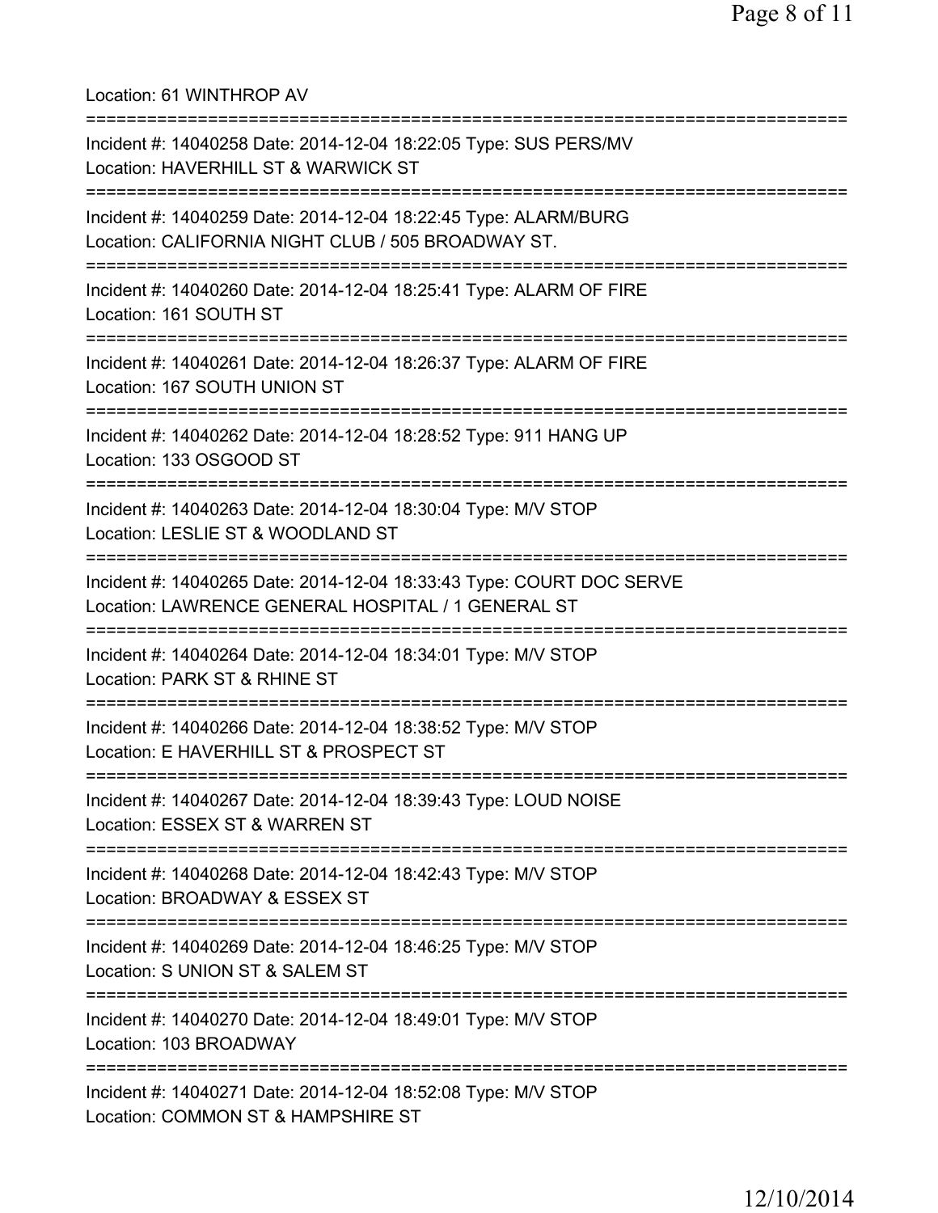Location: 61 WINTHROP AV

===========================================================================

Incident #: 14040258 Date: 2014-12-04 18:22:05 Type: SUS PERS/MV
Location: HAVERHILL ST & WARWICK ST

===========================================================================

Incident #: 14040259 Date: 2014-12-04 18:22:45 Type: ALARM/BURG
Location: CALIFORNIA NIGHT CLUB / 505 BROADWAY ST.

===========================================================================

Incident #: 14040260 Date: 2014-12-04 18:25:41 Type: ALARM OF FIRE
Location: 161 SOUTH ST

===========================================================================

Incident #: 14040261 Date: 2014-12-04 18:26:37 Type: ALARM OF FIRE
Location: 167 SOUTH UNION ST

===========================================================================

Incident #: 14040262 Date: 2014-12-04 18:28:52 Type: 911 HANG UP
Location: 133 OSGOOD ST

===========================================================================

Incident #: 14040263 Date: 2014-12-04 18:30:04 Type: M/V STOP
Location: LESLIE ST & WOODLAND ST

===========================================================================

Incident #: 14040265 Date: 2014-12-04 18:33:43 Type: COURT DOC SERVE
Location: LAWRENCE GENERAL HOSPITAL / 1 GENERAL ST

===========================================================================

Incident #: 14040264 Date: 2014-12-04 18:34:01 Type: M/V STOP
Location: PARK ST & RHINE ST

===========================================================================

Incident #: 14040266 Date: 2014-12-04 18:38:52 Type: M/V STOP
Location: E HAVERHILL ST & PROSPECT ST

===========================================================================

Incident #: 14040267 Date: 2014-12-04 18:39:43 Type: LOUD NOISE
Location: ESSEX ST & WARREN ST

===========================================================================

Incident #: 14040268 Date: 2014-12-04 18:42:43 Type: M/V STOP
Location: BROADWAY & ESSEX ST

===========================================================================

Incident #: 14040269 Date: 2014-12-04 18:46:25 Type: M/V STOP
Location: S UNION ST & SALEM ST

===========================================================================

Incident #: 14040270 Date: 2014-12-04 18:49:01 Type: M/V STOP
Location: 103 BROADWAY

===========================================================================

Incident #: 14040271 Date: 2014-12-04 18:52:08 Type: M/V STOP
Location: COMMON ST & HAMPSHIRE ST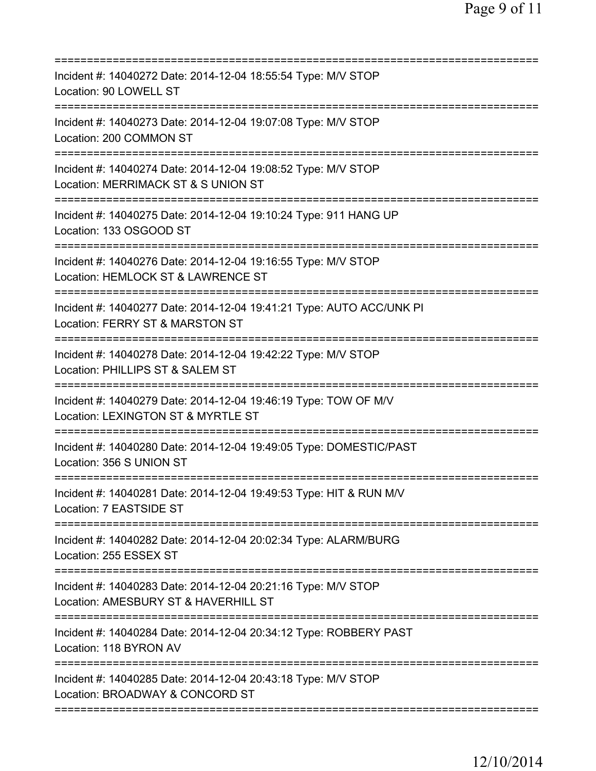==============================================================================

Incident #: 14040272 Date: 2014-12-04 18:55:54 Type: M/V STOP
Location: 90 LOWELL ST

==============================================================================

Incident #: 14040273 Date: 2014-12-04 19:07:08 Type: M/V STOP
Location: 200 COMMON ST

==============================================================================

Incident #: 14040274 Date: 2014-12-04 19:08:52 Type: M/V STOP
Location: MERRIMACK ST & S UNION ST

==============================================================================

Incident #: 14040275 Date: 2014-12-04 19:10:24 Type: 911 HANG UP
Location: 133 OSGOOD ST

==============================================================================

Incident #: 14040276 Date: 2014-12-04 19:16:55 Type: M/V STOP
Location: HEMLOCK ST & LAWRENCE ST

==============================================================================

Incident #: 14040277 Date: 2014-12-04 19:41:21 Type: AUTO ACC/UNK PI
Location: FERRY ST & MARSTON ST

==============================================================================

Incident #: 14040278 Date: 2014-12-04 19:42:22 Type: M/V STOP
Location: PHILLIPS ST & SALEM ST

==============================================================================

Incident #: 14040279 Date: 2014-12-04 19:46:19 Type: TOW OF M/V
Location: LEXINGTON ST & MYRTLE ST

==============================================================================

Incident #: 14040280 Date: 2014-12-04 19:49:05 Type: DOMESTIC/PAST
Location: 356 S UNION ST

==============================================================================

Incident #: 14040281 Date: 2014-12-04 19:49:53 Type: HIT & RUN M/V
Location: 7 EASTSIDE ST

==============================================================================

Incident #: 14040282 Date: 2014-12-04 20:02:34 Type: ALARM/BURG
Location: 255 ESSEX ST

==============================================================================

Incident #: 14040283 Date: 2014-12-04 20:21:16 Type: M/V STOP
Location: AMESBURY ST & HAVERHILL ST

==============================================================================

Incident #: 14040284 Date: 2014-12-04 20:34:12 Type: ROBBERY PAST
Location: 118 BYRON AV

==============================================================================

Incident #: 14040285 Date: 2014-12-04 20:43:18 Type: M/V STOP
Location: BROADWAY & CONCORD ST

==============================================================================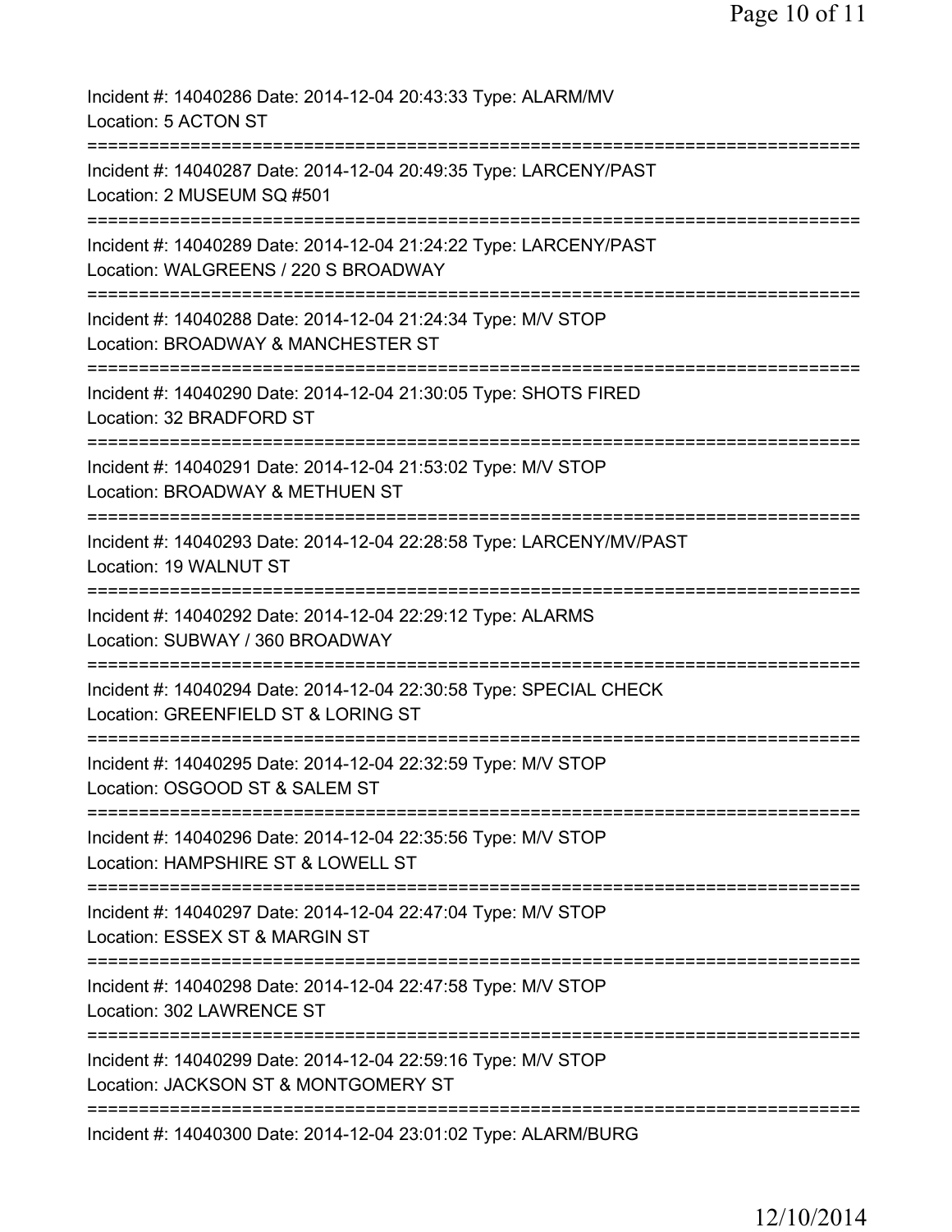Incident #: 14040286 Date: 2014-12-04 20:43:33 Type: ALARM/MV
Location: 5 ACTON ST

===========================================================================

Incident #: 14040287 Date: 2014-12-04 20:49:35 Type: LARCENY/PAST
Location: 2 MUSEUM SQ #501

===========================================================================

Incident #: 14040289 Date: 2014-12-04 21:24:22 Type: LARCENY/PAST
Location: WALGREENS / 220 S BROADWAY

===========================================================================

Incident #: 14040288 Date: 2014-12-04 21:24:34 Type: M/V STOP
Location: BROADWAY & MANCHESTER ST

===========================================================================

Incident #: 14040290 Date: 2014-12-04 21:30:05 Type: SHOTS FIRED
Location: 32 BRADFORD ST

===========================================================================

Incident #: 14040291 Date: 2014-12-04 21:53:02 Type: M/V STOP
Location: BROADWAY & METHUEN ST

===========================================================================

Incident #: 14040293 Date: 2014-12-04 22:28:58 Type: LARCENY/MV/PAST
Location: 19 WALNUT ST

===========================================================================

Incident #: 14040292 Date: 2014-12-04 22:29:12 Type: ALARMS
Location: SUBWAY / 360 BROADWAY

===========================================================================

Incident #: 14040294 Date: 2014-12-04 22:30:58 Type: SPECIAL CHECK
Location: GREENFIELD ST & LORING ST

===========================================================================

Incident #: 14040295 Date: 2014-12-04 22:32:59 Type: M/V STOP
Location: OSGOOD ST & SALEM ST

===========================================================================

Incident #: 14040296 Date: 2014-12-04 22:35:56 Type: M/V STOP
Location: HAMPSHIRE ST & LOWELL ST

===========================================================================

Incident #: 14040297 Date: 2014-12-04 22:47:04 Type: M/V STOP
Location: ESSEX ST & MARGIN ST

===========================================================================

Incident #: 14040298 Date: 2014-12-04 22:47:58 Type: M/V STOP
Location: 302 LAWRENCE ST

===========================================================================

Incident #: 14040299 Date: 2014-12-04 22:59:16 Type: M/V STOP
Location: JACKSON ST & MONTGOMERY ST

===========================================================================

Incident #: 14040300 Date: 2014-12-04 23:01:02 Type: ALARM/BURG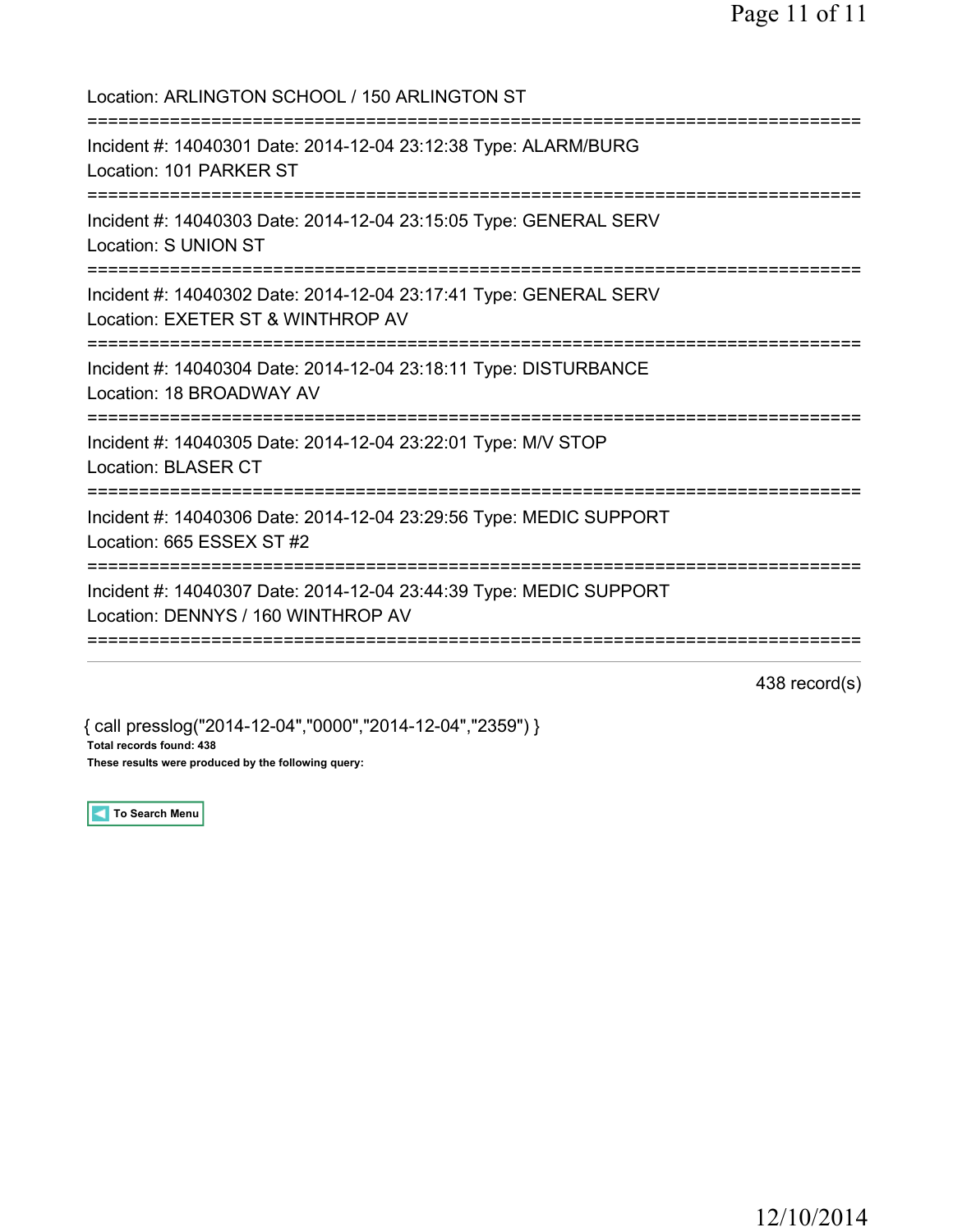Location: ARLINGTON SCHOOL / 150 ARLINGTON ST

===========================================================================

Incident #: 14040301 Date: 2014-12-04 23:12:38 Type: ALARM/BURG

Location: 101 PARKER ST

===========================================================================

Incident #: 14040303 Date: 2014-12-04 23:15:05 Type: GENERAL SERV

Location: S UNION ST

===========================================================================

Incident #: 14040302 Date: 2014-12-04 23:17:41 Type: GENERAL SERV

Location: EXETER ST & WINTHROP AV

===========================================================================

Incident #: 14040304 Date: 2014-12-04 23:18:11 Type: DISTURBANCE

Location: 18 BROADWAY AV

===========================================================================

Incident #: 14040305 Date: 2014-12-04 23:22:01 Type: M/V STOP

Location: BLASER CT

===========================================================================

Incident #: 14040306 Date: 2014-12-04 23:29:56 Type: MEDIC SUPPORT

Location: 665 ESSEX ST #2

===========================================================================

Incident #: 14040307 Date: 2014-12-04 23:44:39 Type: MEDIC SUPPORT

Location: DENNYS / 160 WINTHROP AV

===========================================================================

438 record(s)

{ call presslog("2014-12-04","0000","2014-12-04","2359") }

**Total records found: 438**

**These results were produced by the following query:**

To Search Menu